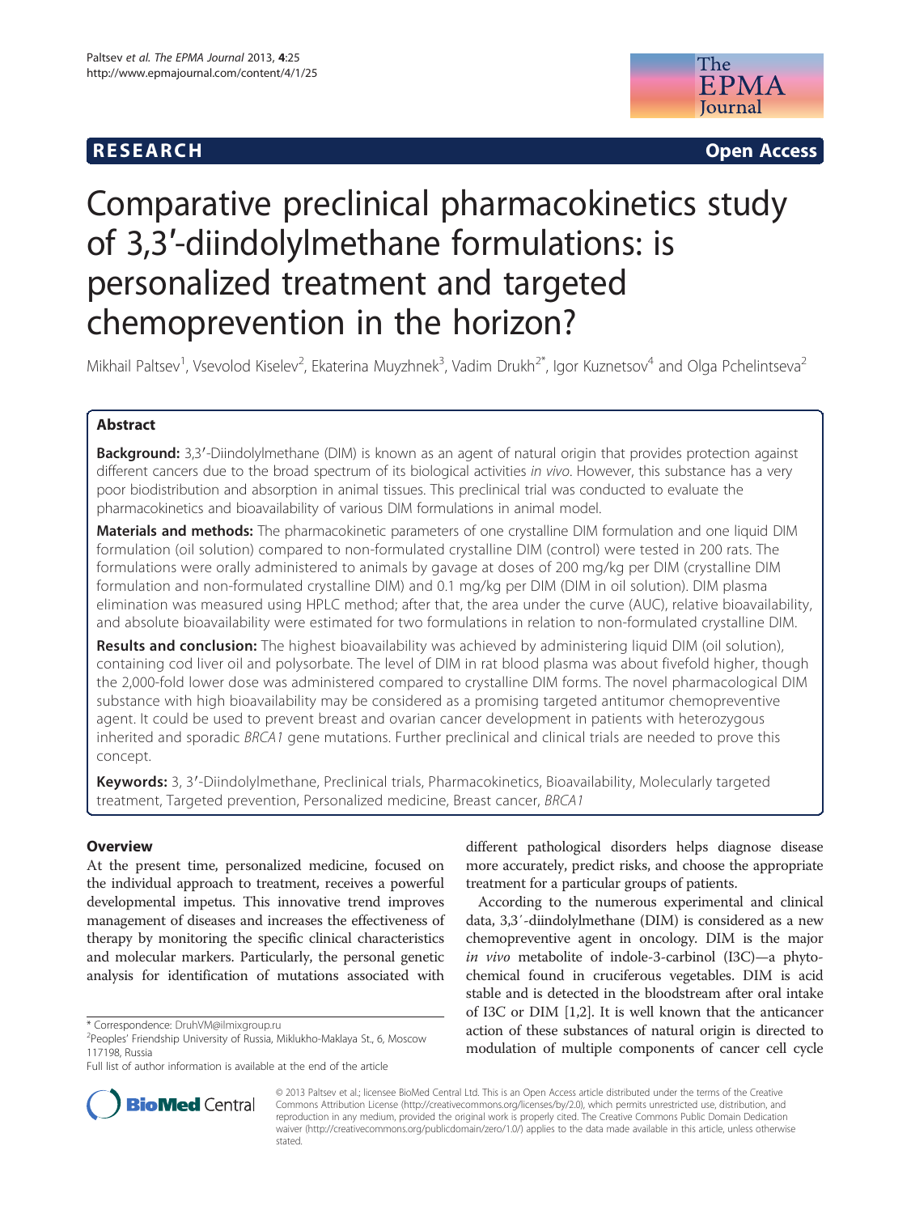RESEARCH Open Access

# Comparative preclinical pharmacokinetics study of 3,3′-diindolylmethane formulations: is personalized treatment and targeted chemoprevention in the horizon?

Mikhail Paltsev[1], Vsevolod Kiselev[2], Ekaterina Muyzhnek[3], Vadim Drukh[2*], Igor Kuznetsov[4] and Olga Pchelintseva[2]

## Abstract

**Background:** 3,3′-Diindolylmethane (DIM) is known as an agent of natural origin that provides protection against different cancers due to the broad spectrum of its biological activities *in vivo*. However, this substance has a very poor biodistribution and absorption in animal tissues. This preclinical trial was conducted to evaluate the pharmacokinetics and bioavailability of various DIM formulations in animal model.

**Materials and methods:** The pharmacokinetic parameters of one crystalline DIM formulation and one liquid DIM formulation (oil solution) compared to non-formulated crystalline DIM (control) were tested in 200 rats. The formulations were orally administered to animals by gavage at doses of 200 mg/kg per DIM (crystalline DIM formulation and non-formulated crystalline DIM) and 0.1 mg/kg per DIM (DIM in oil solution). DIM plasma elimination was measured using HPLC method; after that, the area under the curve (AUC), relative bioavailability, and absolute bioavailability were estimated for two formulations in relation to non-formulated crystalline DIM.

**Results and conclusion:** The highest bioavailability was achieved by administering liquid DIM (oil solution), containing cod liver oil and polysorbate. The level of DIM in rat blood plasma was about fivefold higher, though the 2,000-fold lower dose was administered compared to crystalline DIM forms. The novel pharmacological DIM substance with high bioavailability may be considered as a promising targeted antitumor chemopreventive agent. It could be used to prevent breast and ovarian cancer development in patients with heterozygous inherited and sporadic *BRCA1* gene mutations. Further preclinical and clinical trials are needed to prove this concept.

**Keywords:** 3, 3′-Diindolylmethane, Preclinical trials, Pharmacokinetics, Bioavailability, Molecularly targeted treatment, Targeted prevention, Personalized medicine, Breast cancer, *BRCA1*

## Overview

At the present time, personalized medicine, focused on the individual approach to treatment, receives a powerful developmental impetus. This innovative trend improves management of diseases and increases the effectiveness of therapy by monitoring the specific clinical characteristics and molecular markers. Particularly, the personal genetic analysis for identification of mutations associated with different pathological disorders helps diagnose disease more accurately, predict risks, and choose the appropriate treatment for a particular groups of patients.

According to the numerous experimental and clinical data, 3,3′-diindolylmethane (DIM) is considered as a new chemopreventive agent in oncology. DIM is the major *in vivo* metabolite of indole-3-carbinol (I3C)—a phytochemical found in cruciferous vegetables. DIM is acid stable and is detected in the bloodstream after oral intake of I3C or DIM [1,2]. It is well known that the anticancer action of these substances of natural origin is directed to modulation of multiple components of cancer cell cycle

\* Correspondence: DruhVM@ilmixgroup.ru
[2]Peoples' Friendship University of Russia, Miklukho-Maklaya St., 6, Moscow 117198, Russia
Full list of author information is available at the end of the article

© 2013 Paltsev et al.; licensee BioMed Central Ltd. This is an Open Access article distributed under the terms of the Creative Commons Attribution License (http://creativecommons.org/licenses/by/2.0), which permits unrestricted use, distribution, and reproduction in any medium, provided the original work is properly cited. The Creative Commons Public Domain Dedication waiver (http://creativecommons.org/publicdomain/zero/1.0/) applies to the data made available in this article, unless otherwise stated.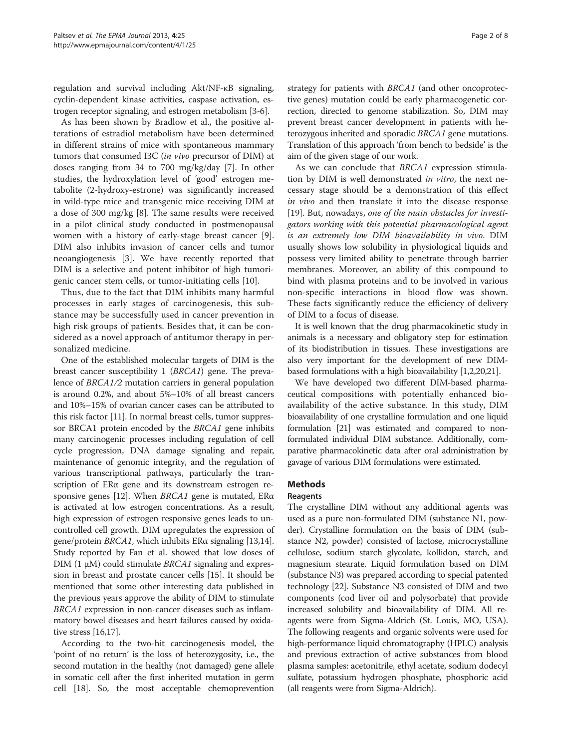regulation and survival including Akt/NF-κB signaling, cyclin-dependent kinase activities, caspase activation, estrogen receptor signaling, and estrogen metabolism [3-6].

As has been shown by Bradlow et al., the positive alterations of estradiol metabolism have been determined in different strains of mice with spontaneous mammary tumors that consumed I3C (*in vivo* precursor of DIM) at doses ranging from 34 to 700 mg/kg/day [7]. In other studies, the hydroxylation level of 'good' estrogen metabolite (2-hydroxy-estrone) was significantly increased in wild-type mice and transgenic mice receiving DIM at a dose of 300 mg/kg [8]. The same results were received in a pilot clinical study conducted in postmenopausal women with a history of early-stage breast cancer [9]. DIM also inhibits invasion of cancer cells and tumor neoangiogenesis [3]. We have recently reported that DIM is a selective and potent inhibitor of high tumorigenic cancer stem cells, or tumor-initiating cells [10].

Thus, due to the fact that DIM inhibits many harmful processes in early stages of carcinogenesis, this substance may be successfully used in cancer prevention in high risk groups of patients. Besides that, it can be considered as a novel approach of antitumor therapy in personalized medicine.

One of the established molecular targets of DIM is the breast cancer susceptibility 1 (*BRCA1*) gene. The prevalence of *BRCA1/2* mutation carriers in general population is around 0.2%, and about 5%–10% of all breast cancers and 10%–15% of ovarian cancer cases can be attributed to this risk factor [11]. In normal breast cells, tumor suppressor BRCA1 protein encoded by the *BRCA1* gene inhibits many carcinogenic processes including regulation of cell cycle progression, DNA damage signaling and repair, maintenance of genomic integrity, and the regulation of various transcriptional pathways, particularly the transcription of ERα gene and its downstream estrogen responsive genes [12]. When *BRCA1* gene is mutated, ERα is activated at low estrogen concentrations. As a result, high expression of estrogen responsive genes leads to uncontrolled cell growth. DIM upregulates the expression of gene/protein *BRCA1*, which inhibits ERα signaling [13,14]. Study reported by Fan et al. showed that low doses of DIM (1 μM) could stimulate *BRCA1* signaling and expression in breast and prostate cancer cells [15]. It should be mentioned that some other interesting data published in the previous years approve the ability of DIM to stimulate *BRCA1* expression in non-cancer diseases such as inflammatory bowel diseases and heart failures caused by oxidative stress [16,17].

According to the two-hit carcinogenesis model, the 'point of no return' is the loss of heterozygosity, i.e., the second mutation in the healthy (not damaged) gene allele in somatic cell after the first inherited mutation in germ cell [18]. So, the most acceptable chemoprevention strategy for patients with *BRCA1* (and other oncoprotective genes) mutation could be early pharmacogenetic correction, directed to genome stabilization. So, DIM may prevent breast cancer development in patients with heterozygous inherited and sporadic *BRCA1* gene mutations. Translation of this approach 'from bench to bedside' is the aim of the given stage of our work.

As we can conclude that *BRCA1* expression stimulation by DIM is well demonstrated *in vitro*, the next necessary stage should be a demonstration of this effect *in vivo* and then translate it into the disease response [19]. But, nowadays, *one of the main obstacles for investigators working with this potential pharmacological agent is an extremely low DIM bioavailability in vivo*. DIM usually shows low solubility in physiological liquids and possess very limited ability to penetrate through barrier membranes. Moreover, an ability of this compound to bind with plasma proteins and to be involved in various non-specific interactions in blood flow was shown. These facts significantly reduce the efficiency of delivery of DIM to a focus of disease.

It is well known that the drug pharmacokinetic study in animals is a necessary and obligatory step for estimation of its biodistribution in tissues. These investigations are also very important for the development of new DIM-based formulations with a high bioavailability [1,2,20,21].

We have developed two different DIM-based pharmaceutical compositions with potentially enhanced bioavailability of the active substance. In this study, DIM bioavailability of one crystalline formulation and one liquid formulation [21] was estimated and compared to non-formulated individual DIM substance. Additionally, comparative pharmacokinetic data after oral administration by gavage of various DIM formulations were estimated.

## Methods

### Reagents

The crystalline DIM without any additional agents was used as a pure non-formulated DIM (substance N1, powder). Crystalline formulation on the basis of DIM (substance N2, powder) consisted of lactose, microcrystalline cellulose, sodium starch glycolate, kollidon, starch, and magnesium stearate. Liquid formulation based on DIM (substance N3) was prepared according to special patented technology [22]. Substance N3 consisted of DIM and two components (cod liver oil and polysorbate) that provide increased solubility and bioavailability of DIM. All reagents were from Sigma-Aldrich (St. Louis, MO, USA). The following reagents and organic solvents were used for high-performance liquid chromatography (HPLC) analysis and previous extraction of active substances from blood plasma samples: acetonitrile, ethyl acetate, sodium dodecyl sulfate, potassium hydrogen phosphate, phosphoric acid (all reagents were from Sigma-Aldrich).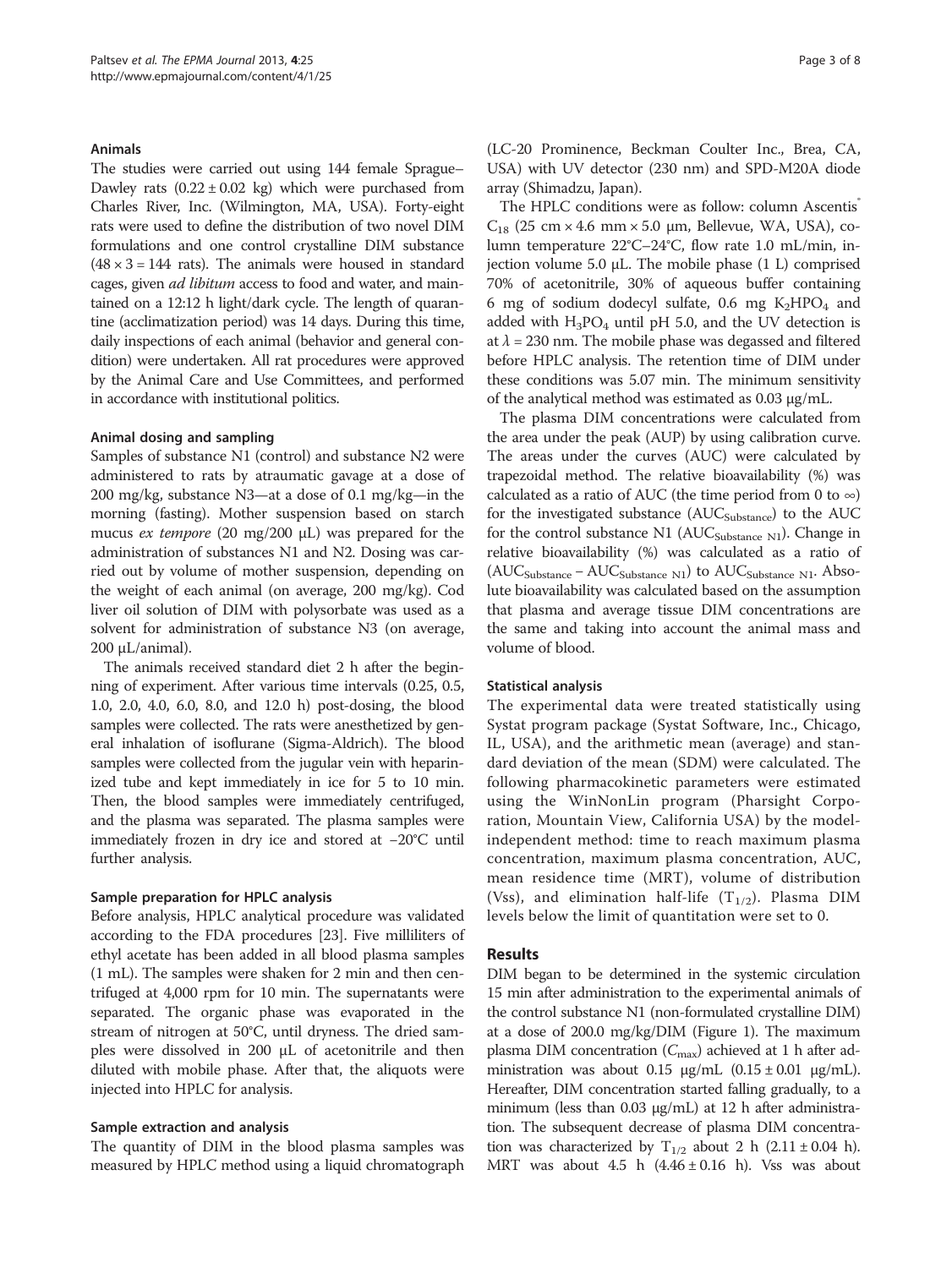### Animals

The studies were carried out using 144 female Sprague–Dawley rats (0.22 ± 0.02 kg) which were purchased from Charles River, Inc. (Wilmington, MA, USA). Forty-eight rats were used to define the distribution of two novel DIM formulations and one control crystalline DIM substance (48 × 3 = 144 rats). The animals were housed in standard cages, given *ad libitum* access to food and water, and maintained on a 12:12 h light/dark cycle. The length of quarantine (acclimatization period) was 14 days. During this time, daily inspections of each animal (behavior and general condition) were undertaken. All rat procedures were approved by the Animal Care and Use Committees, and performed in accordance with institutional politics.

### Animal dosing and sampling

Samples of substance N1 (control) and substance N2 were administered to rats by atraumatic gavage at a dose of 200 mg/kg, substance N3—at a dose of 0.1 mg/kg—in the morning (fasting). Mother suspension based on starch mucus *ex tempore* (20 mg/200 μL) was prepared for the administration of substances N1 and N2. Dosing was carried out by volume of mother suspension, depending on the weight of each animal (on average, 200 mg/kg). Cod liver oil solution of DIM with polysorbate was used as a solvent for administration of substance N3 (on average, 200 μL/animal).

The animals received standard diet 2 h after the beginning of experiment. After various time intervals (0.25, 0.5, 1.0, 2.0, 4.0, 6.0, 8.0, and 12.0 h) post-dosing, the blood samples were collected. The rats were anesthetized by general inhalation of isoflurane (Sigma-Aldrich). The blood samples were collected from the jugular vein with heparinized tube and kept immediately in ice for 5 to 10 min. Then, the blood samples were immediately centrifuged, and the plasma was separated. The plasma samples were immediately frozen in dry ice and stored at −20°C until further analysis.

### Sample preparation for HPLC analysis

Before analysis, HPLC analytical procedure was validated according to the FDA procedures [23]. Five milliliters of ethyl acetate has been added in all blood plasma samples (1 mL). The samples were shaken for 2 min and then centrifuged at 4,000 rpm for 10 min. The supernatants were separated. The organic phase was evaporated in the stream of nitrogen at 50°C, until dryness. The dried samples were dissolved in 200 μL of acetonitrile and then diluted with mobile phase. After that, the aliquots were injected into HPLC for analysis.

### Sample extraction and analysis

The quantity of DIM in the blood plasma samples was measured by HPLC method using a liquid chromatograph (LC-20 Prominence, Beckman Coulter Inc., Brea, CA, USA) with UV detector (230 nm) and SPD-M20A diode array (Shimadzu, Japan).

The HPLC conditions were as follow: column Ascentis® $C_{18}$ (25 cm × 4.6 mm × 5.0 μm, Bellevue, WA, USA), column temperature 22°C–24°C, flow rate 1.0 mL/min, injection volume 5.0 μL. The mobile phase (1 L) comprised 70% of acetonitrile, 30% of aqueous buffer containing 6 mg of sodium dodecyl sulfate, 0.6 mg $K_2HPO_4$ and added with $H_3PO_4$ until pH 5.0, and the UV detection is at $\lambda$ = 230 nm. The mobile phase was degassed and filtered before HPLC analysis. The retention time of DIM under these conditions was 5.07 min. The minimum sensitivity of the analytical method was estimated as 0.03 μg/mL.

The plasma DIM concentrations were calculated from the area under the peak (AUP) by using calibration curve. The areas under the curves (AUC) were calculated by trapezoidal method. The relative bioavailability (%) was calculated as a ratio of AUC (the time period from 0 to ∞) for the investigated substance ($AUC_{Substance}$) to the AUC for the control substance N1 ($AUC_{Substance\ N1}$). Change in relative bioavailability (%) was calculated as a ratio of ($AUC_{Substance} - AUC_{Substance\ N1}$) to $AUC_{Substance\ N1}$. Absolute bioavailability was calculated based on the assumption that plasma and average tissue DIM concentrations are the same and taking into account the animal mass and volume of blood.

### Statistical analysis

The experimental data were treated statistically using Systat program package (Systat Software, Inc., Chicago, IL, USA), and the arithmetic mean (average) and standard deviation of the mean (SDM) were calculated. The following pharmacokinetic parameters were estimated using the WinNonLin program (Pharsight Corporation, Mountain View, California USA) by the model-independent method: time to reach maximum plasma concentration, maximum plasma concentration, AUC, mean residence time (MRT), volume of distribution (Vss), and elimination half-life ($T_{1/2}$). Plasma DIM levels below the limit of quantitation were set to 0.

## Results

DIM began to be determined in the systemic circulation 15 min after administration to the experimental animals of the control substance N1 (non-formulated crystalline DIM) at a dose of 200.0 mg/kg/DIM (Figure 1). The maximum plasma DIM concentration ($C_{max}$) achieved at 1 h after administration was about 0.15 μg/mL (0.15 ± 0.01 μg/mL). Hereafter, DIM concentration started falling gradually, to a minimum (less than 0.03 μg/mL) at 12 h after administration. The subsequent decrease of plasma DIM concentration was characterized by $T_{1/2}$ about 2 h (2.11 ± 0.04 h). MRT was about 4.5 h (4.46 ± 0.16 h). Vss was about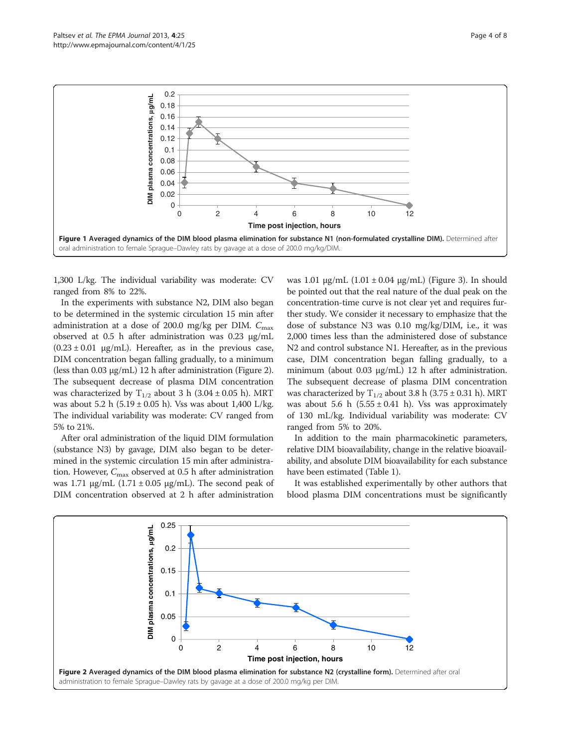Figure 1 Averaged dynamics of the DIM blood plasma elimination for substance N1 (non-formulated crystalline DIM). Determined after oral administration to female Sprague–Dawley rats by gavage at a dose of 200.0 mg/kg/DIM.

1,300 L/kg. The individual variability was moderate: CV ranged from 8% to 22%.

In the experiments with substance N2, DIM also began to be determined in the systemic circulation 15 min after administration at a dose of 200.0 mg/kg per DIM. $C_{max}$ observed at 0.5 h after administration was 0.23 μg/mL (0.23 ± 0.01 μg/mL). Hereafter, as in the previous case, DIM concentration began falling gradually, to a minimum (less than 0.03 μg/mL) 12 h after administration (Figure 2). The subsequent decrease of plasma DIM concentration was characterized by $T_{1/2}$ about 3 h (3.04 ± 0.05 h). MRT was about 5.2 h (5.19 ± 0.05 h). Vss was about 1,400 L/kg. The individual variability was moderate: CV ranged from 5% to 21%.

After oral administration of the liquid DIM formulation (substance N3) by gavage, DIM also began to be determined in the systemic circulation 15 min after administration. However, $C_{max}$ observed at 0.5 h after administration was 1.71 μg/mL (1.71 ± 0.05 μg/mL). The second peak of DIM concentration observed at 2 h after administration was 1.01 μg/mL (1.01 ± 0.04 μg/mL) (Figure 3). In should be pointed out that the real nature of the dual peak on the concentration-time curve is not clear yet and requires further study. We consider it necessary to emphasize that the dose of substance N3 was 0.10 mg/kg/DIM, i.e., it was 2,000 times less than the administered dose of substance N2 and control substance N1. Hereafter, as in the previous case, DIM concentration began falling gradually, to a minimum (about 0.03 μg/mL) 12 h after administration. The subsequent decrease of plasma DIM concentration was characterized by $T_{1/2}$ about 3.8 h (3.75 ± 0.31 h). MRT was about 5.6 h (5.55 ± 0.41 h). Vss was approximately of 130 mL/kg. Individual variability was moderate: CV ranged from 5% to 20%.

In addition to the main pharmacokinetic parameters, relative DIM bioavailability, change in the relative bioavailability, and absolute DIM bioavailability for each substance have been estimated (Table 1).

It was established experimentally by other authors that blood plasma DIM concentrations must be significantly

Figure 2 Averaged dynamics of the DIM blood plasma elimination for substance N2 (crystalline form). Determined after oral administration to female Sprague–Dawley rats by gavage at a dose of 200.0 mg/kg per DIM.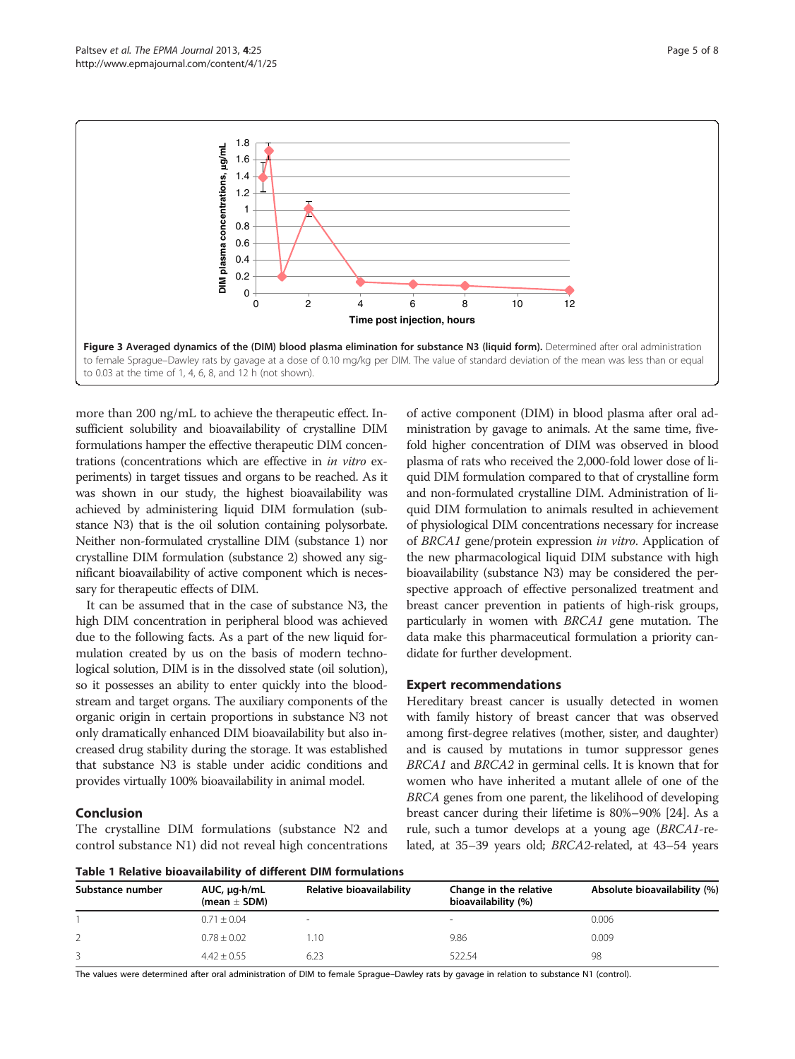Figure 3 Averaged dynamics of the (DIM) blood plasma elimination for substance N3 (liquid form). Determined after oral administration to female Sprague–Dawley rats by gavage at a dose of 0.10 mg/kg per DIM. The value of standard deviation of the mean was less than or equal to 0.03 at the time of 1, 4, 6, 8, and 12 h (not shown).

more than 200 ng/mL to achieve the therapeutic effect. Insufficient solubility and bioavailability of crystalline DIM formulations hamper the effective therapeutic DIM concentrations (concentrations which are effective in *in vitro* experiments) in target tissues and organs to be reached. As it was shown in our study, the highest bioavailability was achieved by administering liquid DIM formulation (substance N3) that is the oil solution containing polysorbate. Neither non-formulated crystalline DIM (substance 1) nor crystalline DIM formulation (substance 2) showed any significant bioavailability of active component which is necessary for therapeutic effects of DIM.

It can be assumed that in the case of substance N3, the high DIM concentration in peripheral blood was achieved due to the following facts. As a part of the new liquid formulation created by us on the basis of modern technological solution, DIM is in the dissolved state (oil solution), so it possesses an ability to enter quickly into the bloodstream and target organs. The auxiliary components of the organic origin in certain proportions in substance N3 not only dramatically enhanced DIM bioavailability but also increased drug stability during the storage. It was established that substance N3 is stable under acidic conditions and provides virtually 100% bioavailability in animal model.

## Conclusion

The crystalline DIM formulations (substance N2 and control substance N1) did not reveal high concentrations of active component (DIM) in blood plasma after oral administration by gavage to animals. At the same time, fivefold higher concentration of DIM was observed in blood plasma of rats who received the 2,000-fold lower dose of liquid DIM formulation compared to that of crystalline form and non-formulated crystalline DIM. Administration of liquid DIM formulation to animals resulted in achievement of physiological DIM concentrations necessary for increase of *BRCA1* gene/protein expression *in vitro*. Application of the new pharmacological liquid DIM substance with high bioavailability (substance N3) may be considered the perspective approach of effective personalized treatment and breast cancer prevention in patients of high-risk groups, particularly in women with *BRCA1* gene mutation. The data make this pharmaceutical formulation a priority candidate for further development.

## Expert recommendations

Hereditary breast cancer is usually detected in women with family history of breast cancer that was observed among first-degree relatives (mother, sister, and daughter) and is caused by mutations in tumor suppressor genes *BRCA1* and *BRCA2* in germinal cells. It is known that for women who have inherited a mutant allele of one of the *BRCA* genes from one parent, the likelihood of developing breast cancer during their lifetime is 80%–90% [24]. As a rule, such a tumor develops at a young age (*BRCA1*-related, at 35–39 years old; *BRCA2*-related, at 43–54 years

**Table 1 Relative bioavailability of different DIM formulations**

| Substance number | AUC, μg·h/mL (mean ± SDM) | Relative bioavailability | Change in the relative bioavailability (%) | Absolute bioavailability (%) |
|---|---|---|---|---|
| 1 | 0.71 ± 0.04 | - | - | 0.006 |
| 2 | 0.78 ± 0.02 | 1.10 | 9.86 | 0.009 |
| 3 | 4.42 ± 0.55 | 6.23 | 522.54 | 98 |

The values were determined after oral administration of DIM to female Sprague–Dawley rats by gavage in relation to substance N1 (control).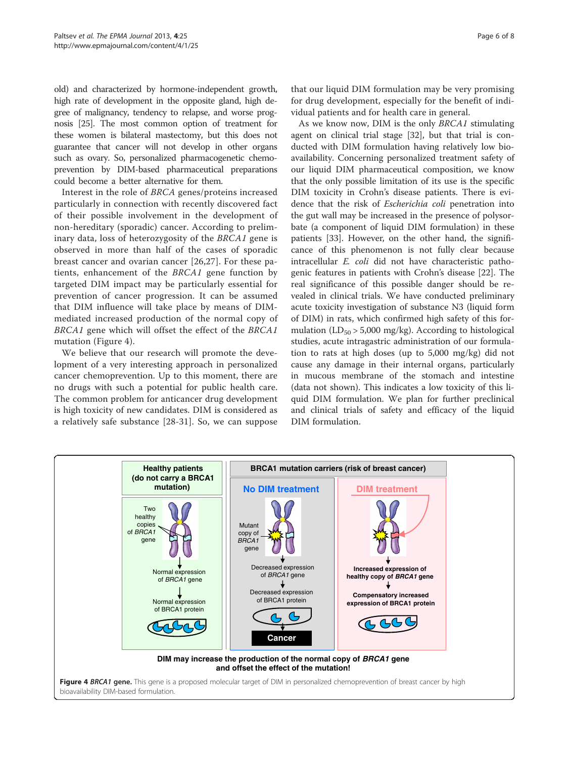old) and characterized by hormone-independent growth, high rate of development in the opposite gland, high degree of malignancy, tendency to relapse, and worse prognosis [25]. The most common option of treatment for these women is bilateral mastectomy, but this does not guarantee that cancer will not develop in other organs such as ovary. So, personalized pharmacogenetic chemoprevention by DIM-based pharmaceutical preparations could become a better alternative for them.

Interest in the role of *BRCA* genes/proteins increased particularly in connection with recently discovered fact of their possible involvement in the development of non-hereditary (sporadic) cancer. According to preliminary data, loss of heterozygosity of the *BRCA1* gene is observed in more than half of the cases of sporadic breast cancer and ovarian cancer [26,27]. For these patients, enhancement of the *BRCA1* gene function by targeted DIM impact may be particularly essential for prevention of cancer progression. It can be assumed that DIM influence will take place by means of DIM-mediated increased production of the normal copy of *BRCA1* gene which will offset the effect of the *BRCA1* mutation (Figure 4).

We believe that our research will promote the development of a very interesting approach in personalized cancer chemoprevention. Up to this moment, there are no drugs with such a potential for public health care. The common problem for anticancer drug development is high toxicity of new candidates. DIM is considered as a relatively safe substance [28-31]. So, we can suppose that our liquid DIM formulation may be very promising for drug development, especially for the benefit of individual patients and for health care in general.

As we know now, DIM is the only *BRCA1* stimulating agent on clinical trial stage [32], but that trial is conducted with DIM formulation having relatively low bioavailability. Concerning personalized treatment safety of our liquid DIM pharmaceutical composition, we know that the only possible limitation of its use is the specific DIM toxicity in Crohn's disease patients. There is evidence that the risk of *Escherichia coli* penetration into the gut wall may be increased in the presence of polysorbate (a component of liquid DIM formulation) in these patients [33]. However, on the other hand, the significance of this phenomenon is not fully clear because intracellular *E. coli* did not have characteristic pathogenic features in patients with Crohn's disease [22]. The real significance of this possible danger should be revealed in clinical trials. We have conducted preliminary acute toxicity investigation of substance N3 (liquid form of DIM) in rats, which confirmed high safety of this formulation ($LD_{50}$ > 5,000 mg/kg). According to histological studies, acute intragastric administration of our formulation to rats at high doses (up to 5,000 mg/kg) did not cause any damage in their internal organs, particularly in mucous membrane of the stomach and intestine (data not shown). This indicates a low toxicity of this liquid DIM formulation. We plan for further preliminary and clinical trials of safety and efficacy of the liquid DIM formulation.

**Figure 4** *BRCA1* **gene.** This gene is a proposed molecular target of DIM in personalized chemoprevention of breast cancer by high bioavailability DIM-based formulation.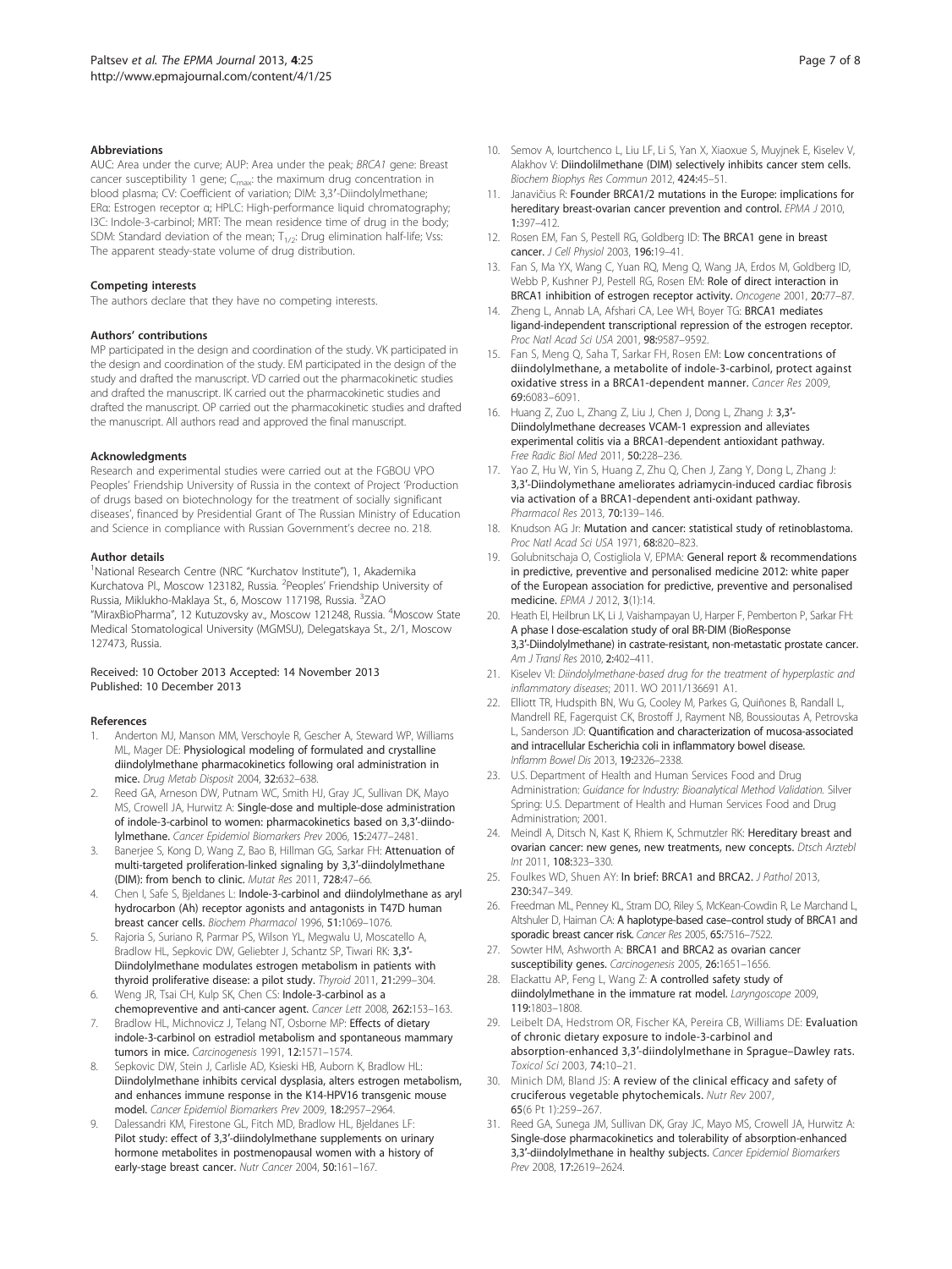### Abbreviations

AUC: Area under the curve; AUP: Area under the peak; *BRCA1* gene: Breast cancer susceptibility 1 gene; $C_{max}$: the maximum drug concentration in blood plasma; CV: Coefficient of variation; DIM: 3,3′-Diindolylmethane; ERα: Estrogen receptor α; HPLC: High-performance liquid chromatography; I3C: Indole-3-carbinol; MRT: The mean residence time of drug in the body; SDM: Standard deviation of the mean; $T_{1/2}$: Drug elimination half-life; Vss: The apparent steady-state volume of drug distribution.

### Competing interests

The authors declare that they have no competing interests.

### Authors' contributions

MP participated in the design and coordination of the study. VK participated in the design and coordination of the study. EM participated in the design of the study and drafted the manuscript. VD carried out the pharmacokinetic studies and drafted the manuscript. IK carried out the pharmacokinetic studies and drafted the manuscript. OP carried out the pharmacokinetic studies and drafted the manuscript. All authors read and approved the final manuscript.

### Acknowledgments

Research and experimental studies were carried out at the FGBOU VPO Peoples' Friendship University of Russia in the context of Project 'Production of drugs based on biotechnology for the treatment of socially significant diseases', financed by Presidential Grant of The Russian Ministry of Education and Science in compliance with Russian Government's decree no. 218.

### Author details

[1]National Research Centre (NRC "Kurchatov Institute"), 1, Akademika Kurchatova Pl., Moscow 123182, Russia. [2]Peoples' Friendship University of Russia, Miklukho-Maklaya St., 6, Moscow 117198, Russia. [3]ZAO "MiraxBioPharma", 12 Kutuzovsky av., Moscow 121248, Russia. [4]Moscow State Medical Stomatological University (MGMSU), Delegatskaya St., 2/1, Moscow 127473, Russia.

Received: 10 October 2013 Accepted: 14 November 2013
Published: 10 December 2013

### References

1. Anderton MJ, Manson MM, Verschoyle R, Gescher A, Steward WP, Williams ML, Mager DE: **Physiological modeling of formulated and crystalline diindolylmethane pharmacokinetics following oral administration in mice.** *Drug Metab Disposit* 2004, **32:**632–638.
2. Reed GA, Arneson DW, Putnam WC, Smith HJ, Gray JC, Sullivan DK, Mayo MS, Crowell JA, Hurwitz A: **Single-dose and multiple-dose administration of indole-3-carbinol to women: pharmacokinetics based on 3,3′-diindolylmethane.** *Cancer Epidemiol Biomarkers Prev* 2006, **15:**2477–2481.
3. Banerjee S, Kong D, Wang Z, Bao B, Hillman GG, Sarkar FH: **Attenuation of multi-targeted proliferation-linked signaling by 3,3′-diindolylmethane (DIM): from bench to clinic.** *Mutat Res* 2011, **728:**47–66.
4. Chen I, Safe S, Bjeldanes L: **Indole-3-carbinol and diindolylmethane as aryl hydrocarbon (Ah) receptor agonists and antagonists in T47D human breast cancer cells.** *Biochem Pharmacol* 1996, **51:**1069–1076.
5. Rajoria S, Suriano R, Parmar PS, Wilson YL, Megwalu U, Moscatello A, Bradlow HL, Sepkovic DW, Geliebter J, Schantz SP, Tiwari RK: **3,3′-Diindolylmethane modulates estrogen metabolism in patients with thyroid proliferative disease: a pilot study.** *Thyroid* 2011, **21:**299–304.
6. Weng JR, Tsai CH, Kulp SK, Chen CS: **Indole-3-carbinol as a chemopreventive and anti-cancer agent.** *Cancer Lett* 2008, **262:**153–163.
7. Bradlow HL, Michnovicz J, Telang NT, Osborne MP: **Effects of dietary indole-3-carbinol on estradiol metabolism and spontaneous mammary tumors in mice.** *Carcinogenesis* 1991, **12:**1571–1574.
8. Sepkovic DW, Stein J, Carlisle AD, Ksieski HB, Auborn K, Bradlow HL: **Diindolylmethane inhibits cervical dysplasia, alters estrogen metabolism, and enhances immune response in the K14-HPV16 transgenic mouse model.** *Cancer Epidemiol Biomarkers Prev* 2009, **18:**2957–2964.
9. Dalessandri KM, Firestone GL, Fitch MD, Bradlow HL, Bjeldanes LF: **Pilot study: effect of 3,3′-diindolylmethane supplements on urinary hormone metabolites in postmenopausal women with a history of early-stage breast cancer.** *Nutr Cancer* 2004, **50:**161–167.
10. Semov A, Iourtchenco L, Liu LF, Li S, Yan X, Xiaoxue S, Muyjnek E, Kiselev V, Alakhov V: **Diindolilmethane (DIM) selectively inhibits cancer stem cells.** *Biochem Biophys Res Commun* 2012, **424:**45–51.
11. Janavičius R: **Founder BRCA1/2 mutations in the Europe: implications for hereditary breast-ovarian cancer prevention and control.** *EPMA J* 2010, **1:**397–412.
12. Rosen EM, Fan S, Pestell RG, Goldberg ID: **The BRCA1 gene in breast cancer.** *J Cell Physiol* 2003, **196:**19–41.
13. Fan S, Ma YX, Wang C, Yuan RQ, Meng Q, Wang JA, Erdos M, Goldberg ID, Webb P, Kushner PJ, Pestell RG, Rosen EM: **Role of direct interaction in BRCA1 inhibition of estrogen receptor activity.** *Oncogene* 2001, **20:**77–87.
14. Zheng L, Annab LA, Afshari CA, Lee WH, Boyer TG: **BRCA1 mediates ligand-independent transcriptional repression of the estrogen receptor.** *Proc Natl Acad Sci USA* 2001, **98:**9587–9592.
15. Fan S, Meng Q, Saha T, Sarkar FH, Rosen EM: **Low concentrations of diindolylmethane, a metabolite of indole-3-carbinol, protect against oxidative stress in a BRCA1-dependent manner.** *Cancer Res* 2009, **69:**6083–6091.
16. Huang Z, Zuo L, Zhang Z, Liu J, Chen J, Dong L, Zhang J: **3,3′-Diindolylmethane decreases VCAM-1 expression and alleviates experimental colitis via a BRCA1-dependent antioxidant pathway.** *Free Radic Biol Med* 2011, **50:**228–236.
17. Yao Z, Hu W, Yin S, Huang Z, Zhu Q, Chen J, Zang Y, Dong L, Zhang J: **3,3′-Diindolymethane ameliorates adriamycin-induced cardiac fibrosis via activation of a BRCA1-dependent anti-oxidant pathway.** *Pharmacol Res* 2013, **70:**139–146.
18. Knudson AG Jr: **Mutation and cancer: statistical study of retinoblastoma.** *Proc Natl Acad Sci USA* 1971, **68:**820–823.
19. Golubnitschaja O, Costigliola V, EPMA: **General report & recommendations in predictive, preventive and personalised medicine 2012: white paper of the European association for predictive, preventive and personalised medicine.** *EPMA J* 2012, **3**(1)**:**14.
20. Heath EI, Heilbrun LK, Li J, Vaishampayan U, Harper F, Pemberton P, Sarkar FH: **A phase I dose-escalation study of oral BR-DIM (BioResponse 3,3′-Diindolylmethane) in castrate-resistant, non-metastatic prostate cancer.** *Am J Transl Res* 2010, **2:**402–411.
21. Kiselev VI: *Diindolylmethane-based drug for the treatment of hyperplastic and inflammatory diseases*; 2011. WO 2011/136691 A1.
22. Elliott TR, Hudspith BN, Wu G, Cooley M, Parkes G, Quiñones B, Randall L, Mandrell RE, Fagerquist CK, Brostoff J, Rayment NB, Boussioutas A, Petrovska L, Sanderson JD: **Quantification and characterization of mucosa-associated and intracellular Escherichia coli in inflammatory bowel disease.** *Inflamm Bowel Dis* 2013, **19:**2326–2338.
23. U.S. Department of Health and Human Services Food and Drug Administration: *Guidance for Industry: Bioanalytical Method Validation.* Silver Spring: U.S. Department of Health and Human Services Food and Drug Administration; 2001.
24. Meindl A, Ditsch N, Kast K, Rhiem K, Schmutzler RK: **Hereditary breast and ovarian cancer: new genes, new treatments, new concepts.** *Dtsch Arztebl Int* 2011, **108:**323–330.
25. Foulkes WD, Shuen AY: **In brief: BRCA1 and BRCA2.** *J Pathol* 2013, **230:**347–349.
26. Freedman ML, Penney KL, Stram DO, Riley S, McKean-Cowdin R, Le Marchand L, Altshuler D, Haiman CA: **A haplotype-based case–control study of BRCA1 and sporadic breast cancer risk.** *Cancer Res* 2005, **65:**7516–7522.
27. Sowter HM, Ashworth A: **BRCA1 and BRCA2 as ovarian cancer susceptibility genes.** *Carcinogenesis* 2005, **26:**1651–1656.
28. Elackattu AP, Feng L, Wang Z: **A controlled safety study of diindolylmethane in the immature rat model.** *Laryngoscope* 2009, **119:**1803–1808.
29. Leibelt DA, Hedstrom OR, Fischer KA, Pereira CB, Williams DE: **Evaluation of chronic dietary exposure to indole-3-carbinol and absorption-enhanced 3,3′-diindolylmethane in Sprague–Dawley rats.** *Toxicol Sci* 2003, **74:**10–21.
30. Minich DM, Bland JS: **A review of the clinical efficacy and safety of cruciferous vegetable phytochemicals.** *Nutr Rev* 2007, **65**(6 Pt 1)**:**259–267.
31. Reed GA, Sunega JM, Sullivan DK, Gray JC, Mayo MS, Crowell JA, Hurwitz A: **Single-dose pharmacokinetics and tolerability of absorption-enhanced 3,3′-diindolylmethane in healthy subjects.** *Cancer Epidemiol Biomarkers Prev* 2008, **17:**2619–2624.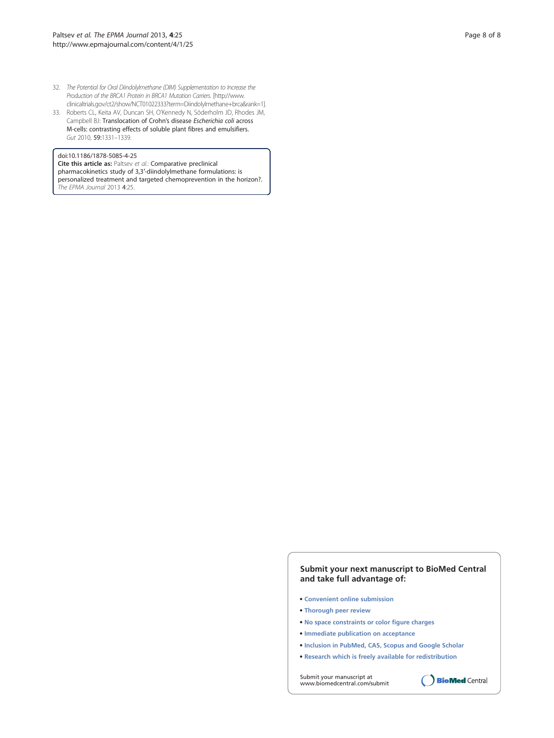32. *The Potential for Oral Diindolylmethane (DIM) Supplementation to Increase the Production of the BRCA1 Protein in BRCA1 Mutation Carriers.* [http://www.clinicaltrials.gov/ct2/show/NCT01022333?term=Diindolylmethane+brca&rank=1].
33. Roberts CL, Keita AV, Duncan SH, O'Kennedy N, Söderholm JD, Rhodes JM, Campbell BJ: Translocation of Crohn's disease *Escherichia coli* across M-cells: contrasting effects of soluble plant fibres and emulsifiers. *Gut* 2010, **59**:1331–1339.

doi:10.1186/1878-5085-4-25
**Cite this article as:** Paltsev *et al.*: Comparative preclinical pharmacokinetics study of 3,3'-diindolylmethane formulations: is personalized treatment and targeted chemoprevention in the horizon?. *The EPMA Journal* 2013 **4**:25.

**Submit your next manuscript to BioMed Central and take full advantage of:**

- **Convenient online submission**
- **Thorough peer review**
- **No space constraints or color figure charges**
- **Immediate publication on acceptance**
- **Inclusion in PubMed, CAS, Scopus and Google Scholar**
- **Research which is freely available for redistribution**

Submit your manuscript at
www.biomedcentral.com/submit

BioMed Central